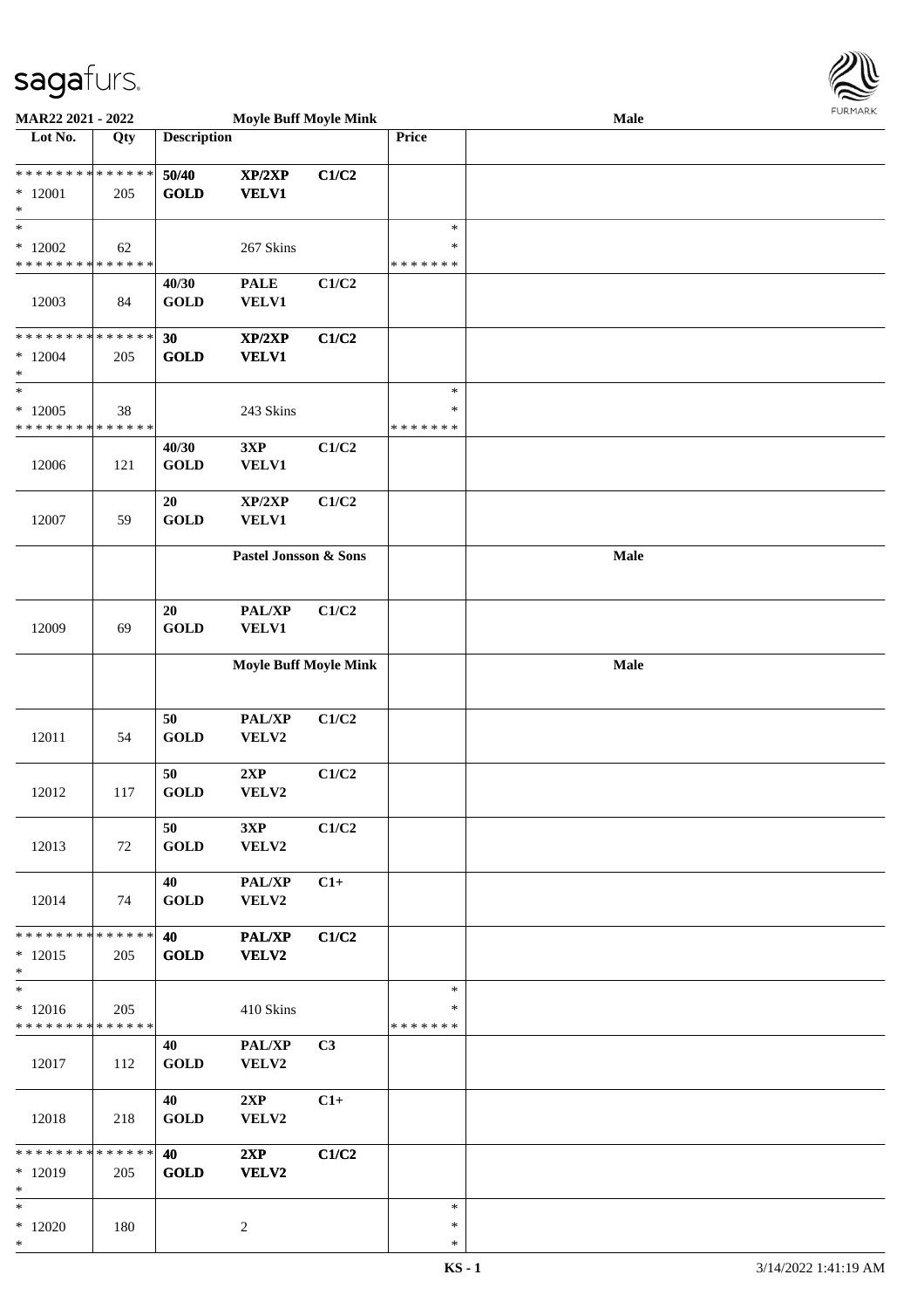| Lot No. | Qty | Description | | | Price | |
|---|---|---|---|---|---|---|
| * * * * * * * * * * * * * * | | **50/40** | **XP/2XP** | **C1/C2** | | |
| * 12001 | 205 | **GOLD** | **VELV1** | | | |
| * | | | | | | |
| * | | | | | * | |
| * 12002 | 62 | | 267 Skins | | * | |
| * * * * * * * * * * * * * * | | | | | * * * * * * * | |
| | | **40/30** | **PALE** | **C1/C2** | | |
| 12003 | 84 | **GOLD** | **VELV1** | | | |
| * * * * * * * * * * * * * * | | **30** | **XP/2XP** | **C1/C2** | | |
| * 12004 | 205 | **GOLD** | **VELV1** | | | |
| * | | | | | | |
| * | | | | | * | |
| * 12005 | 38 | | 243 Skins | | * | |
| * * * * * * * * * * * * * * | | | | | * * * * * * * | |
| | | **40/30** | **3XP** | **C1/C2** | | |
| 12006 | 121 | **GOLD** | **VELV1** | | | |
| | | **20** | **XP/2XP** | **C1/C2** | | |
| 12007 | 59 | **GOLD** | **VELV1** | | | |
| | | **Pastel Jonsson & Sons** | | | | **Male** |
| | | **20** | **PAL/XP** | **C1/C2** | | |
| 12009 | 69 | **GOLD** | **VELV1** | | | |
| | | **Moyle Buff Moyle Mink** | | | | **Male** |
| | | **50** | **PAL/XP** | **C1/C2** | | |
| 12011 | 54 | **GOLD** | **VELV2** | | | |
| | | **50** | **2XP** | **C1/C2** | | |
| 12012 | 117 | **GOLD** | **VELV2** | | | |
| | | **50** | **3XP** | **C1/C2** | | |
| 12013 | 72 | **GOLD** | **VELV2** | | | |
| | | **40** | **PAL/XP** | **C1+** | | |
| 12014 | 74 | **GOLD** | **VELV2** | | | |
| * * * * * * * * * * * * * * | | **40** | **PAL/XP** | **C1/C2** | | |
| * 12015 | 205 | **GOLD** | **VELV2** | | | |
| * | | | | | | |
| * | | | | | * | |
| * 12016 | 205 | | 410 Skins | | * | |
| * * * * * * * * * * * * * * | | | | | * * * * * * * | |
| | | **40** | **PAL/XP** | **C3** | | |
| 12017 | 112 | **GOLD** | **VELV2** | | | |
| | | **40** | **2XP** | **C1+** | | |
| 12018 | 218 | **GOLD** | **VELV2** | | | |
| * * * * * * * * * * * * * * | | **40** | **2XP** | **C1/C2** | | |
| * 12019 | 205 | **GOLD** | **VELV2** | | | |
| * | | | | | | |
| * | | | | | * | |
| * 12020 | 180 | | 2 | | * | |
| * | | | | | * | |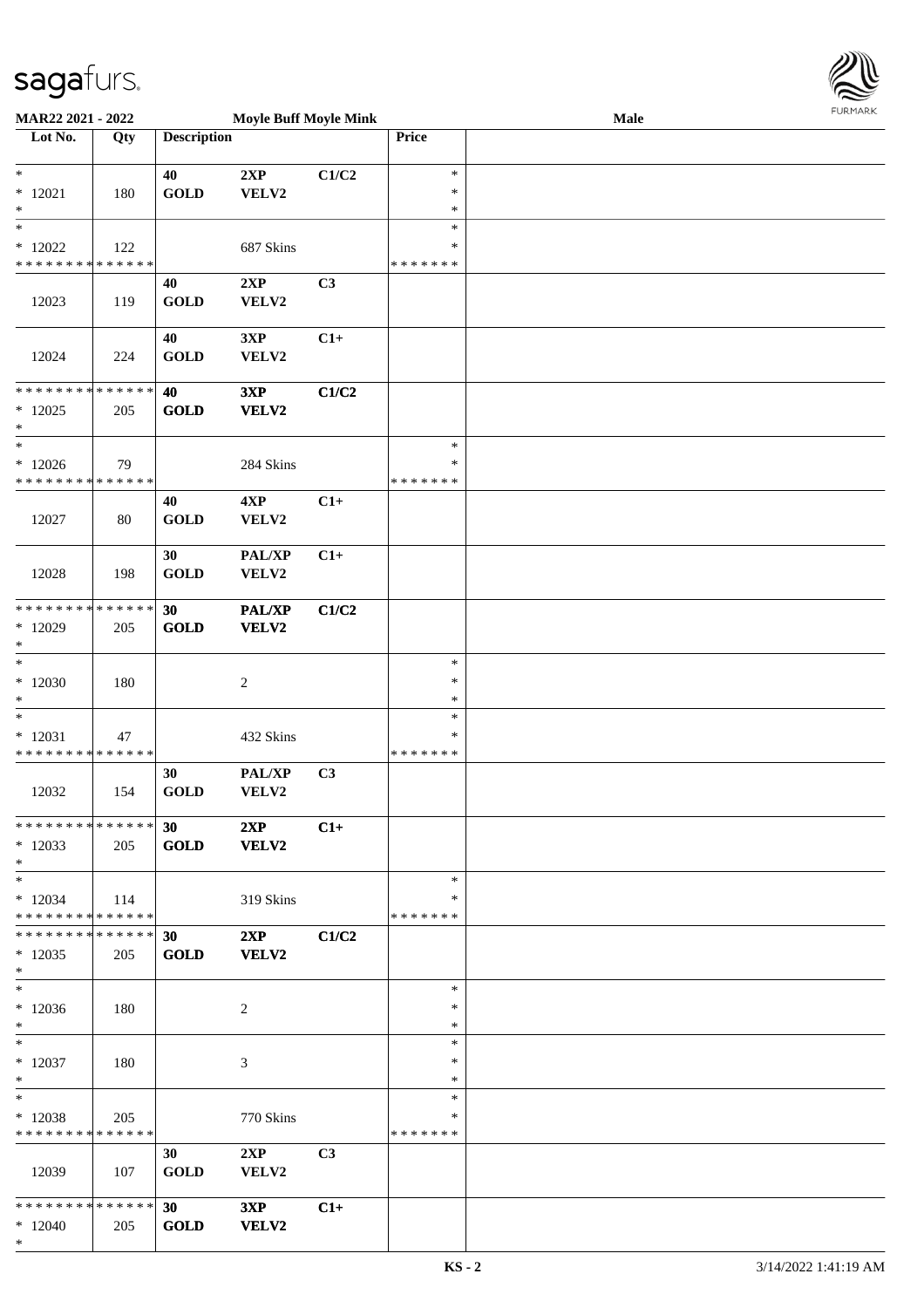MAR22 2021 - 2022 Moyle Buff Moyle Mink Male

| Lot No. | Qty | Description | | | Price | |
|---|---|---|---|---|---|---|
| * <br> * 12021 <br> * | 180 | 40 <br> GOLD | 2XP <br> VELV2 | C1/C2 | * <br> * <br> * | |
| * <br> * 12022 <br> * * * * * * * * * * * * * * | 122 | | 687 Skins | | * <br> * <br> * * * * * * * | |
| 12023 | 119 | 40 <br> GOLD | 2XP <br> VELV2 | C3 | | |
| 12024 | 224 | 40 <br> GOLD | 3XP <br> VELV2 | C1+ | | |
| * * * * * * * * * * * * * * <br> * 12025 <br> * | 205 | **40** <br> **GOLD** | **3XP** <br> **VELV2** | **C1/C2** | | |
| * <br> * 12026 <br> * * * * * * * * * * * * * * | 79 | | 284 Skins | | * <br> * <br> * * * * * * * | |
| 12027 | 80 | 40 <br> GOLD | 4XP <br> VELV2 | C1+ | | |
| 12028 | 198 | 30 <br> GOLD | PAL/XP <br> VELV2 | C1+ | | |
| * * * * * * * * * * * * * * <br> * 12029 <br> * | 205 | **30** <br> **GOLD** | **PAL/XP** <br> **VELV2** | **C1/C2** | | |
| * <br> * 12030 <br> * | 180 | | 2 | | * <br> * <br> * | |
| * <br> * 12031 <br> * * * * * * * * * * * * * * | 47 | | 432 Skins | | * <br> * <br> * * * * * * * | |
| 12032 | 154 | 30 <br> GOLD | PAL/XP <br> VELV2 | C3 | | |
| * * * * * * * * * * * * * * <br> * 12033 <br> * | 205 | **30** <br> **GOLD** | **2XP** <br> **VELV2** | **C1+** | | |
| * <br> * 12034 <br> * * * * * * * * * * * * * * | 114 | | 319 Skins | | * <br> * <br> * * * * * * * | |
| * * * * * * * * * * * * * * <br> * 12035 <br> * | 205 | **30** <br> **GOLD** | **2XP** <br> **VELV2** | **C1/C2** | | |
| * <br> * 12036 <br> * | 180 | | 2 | | * <br> * <br> * | |
| * <br> * 12037 <br> * | 180 | | 3 | | * <br> * <br> * | |
| * <br> * 12038 <br> * * * * * * * * * * * * * * | 205 | | 770 Skins | | * <br> * <br> * * * * * * * | |
| 12039 | 107 | 30 <br> GOLD | 2XP <br> VELV2 | C3 | | |
| * * * * * * * * * * * * * * <br> * 12040 <br> * | 205 | **30** <br> **GOLD** | **3XP** <br> **VELV2** | **C1+** | | |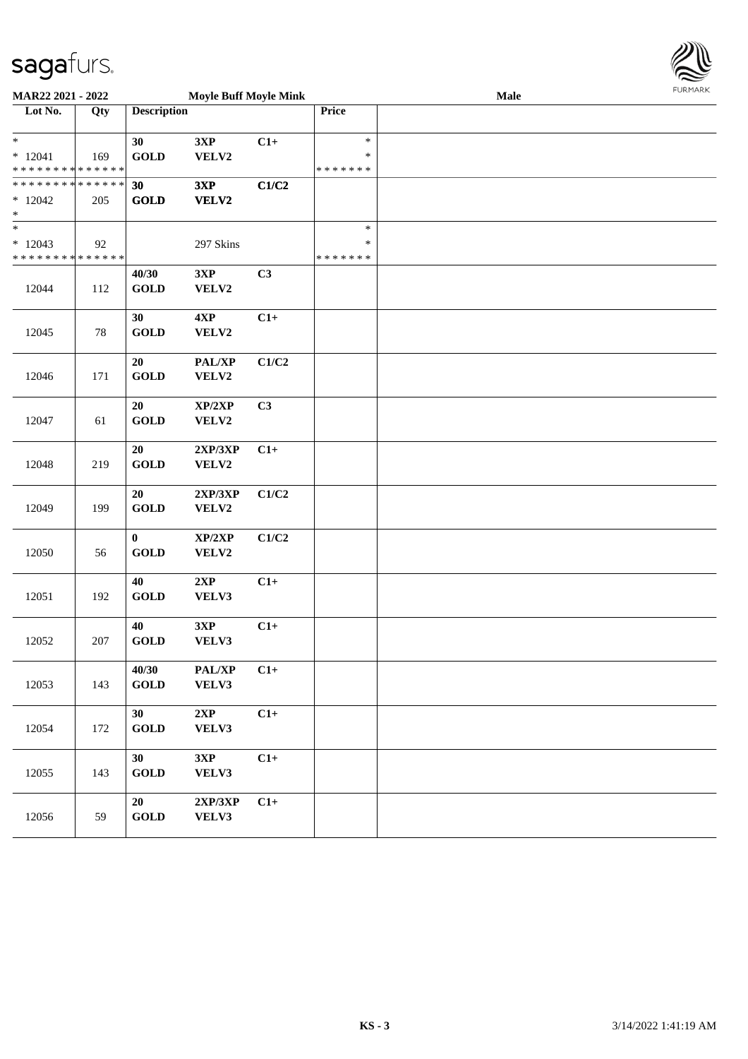**MAR22 2021 - 2022** **Moyle Buff Moyle Mink** **Male**

| Lot No. | Qty | Description | | | Price | |
|---|---|---|---|---|---|---|
| * <br> * 12041 <br> * * * * * * * * * * * * * * | 169 | 30 <br> GOLD | 3XP <br> VELV2 | C1+ | * <br> * <br> * * * * * * * | |
| * * * * * * * * * * * * * * <br> * 12042 <br> * | 205 | 30 <br> GOLD | 3XP <br> VELV2 | C1/C2 | | |
| * <br> * 12043 <br> * * * * * * * * * * * * * * | 92 | | 297 Skins | | * <br> * <br> * * * * * * * | |
| 12044 | 112 | 40/30 <br> GOLD | 3XP <br> VELV2 | C3 | | |
| 12045 | 78 | 30 <br> GOLD | 4XP <br> VELV2 | C1+ | | |
| 12046 | 171 | 20 <br> GOLD | PAL/XP <br> VELV2 | C1/C2 | | |
| 12047 | 61 | 20 <br> GOLD | XP/2XP <br> VELV2 | C3 | | |
| 12048 | 219 | 20 <br> GOLD | 2XP/3XP <br> VELV2 | C1+ | | |
| 12049 | 199 | 20 <br> GOLD | 2XP/3XP <br> VELV2 | C1/C2 | | |
| 12050 | 56 | 0 <br> GOLD | XP/2XP <br> VELV2 | C1/C2 | | |
| 12051 | 192 | 40 <br> GOLD | 2XP <br> VELV3 | C1+ | | |
| 12052 | 207 | 40 <br> GOLD | 3XP <br> VELV3 | C1+ | | |
| 12053 | 143 | 40/30 <br> GOLD | PAL/XP <br> VELV3 | C1+ | | |
| 12054 | 172 | 30 <br> GOLD | 2XP <br> VELV3 | C1+ | | |
| 12055 | 143 | 30 <br> GOLD | 3XP <br> VELV3 | C1+ | | |
| 12056 | 59 | 20 <br> GOLD | 2XP/3XP <br> VELV3 | C1+ | | |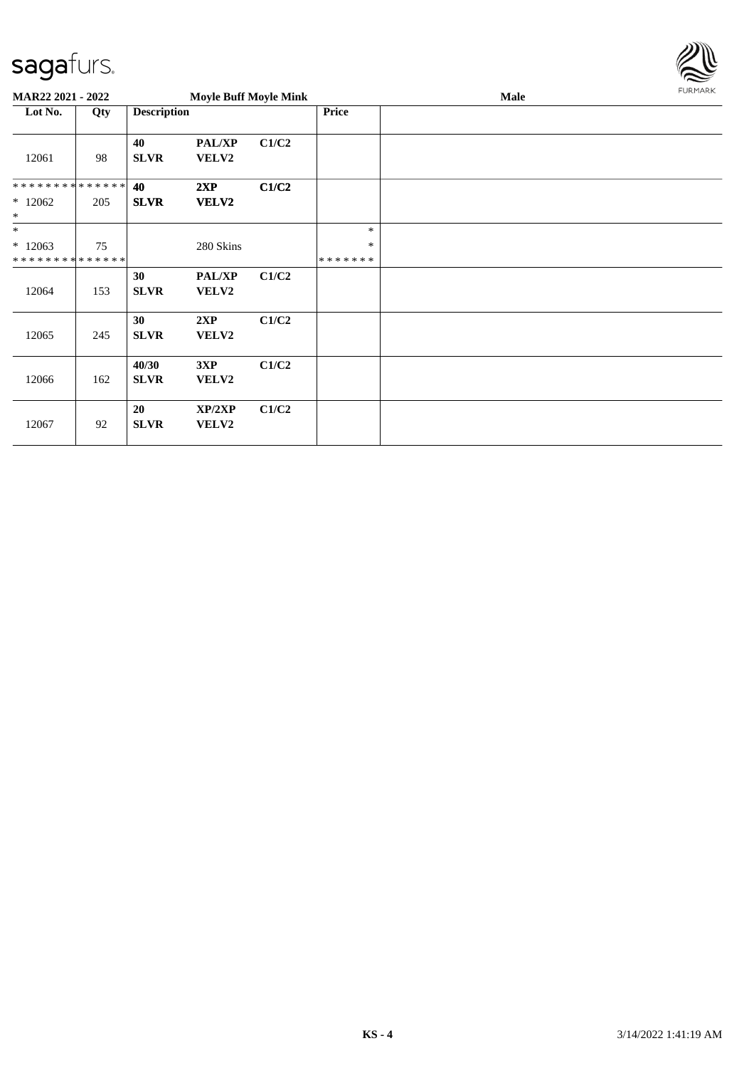**MAR22 2021 - 2022** **Moyle Buff Moyle Mink** **Male**

| Lot No. | Qty | Description | | | Price | |
|---|---|---|---|---|---|---|
| 12061 | 98 | **40 SLVR** | **PAL/XP VELV2** | **C1/C2** | | |
| * * * * * * * * * * * * * * * 12062 * | 205 | **40 SLVR** | **2XP VELV2** | **C1/C2** | | |
| * * 12063 * * * * * * * * * * * * * * | 75 | | 280 Skins | | * * * * * * * * * | |
| 12064 | 153 | **30 SLVR** | **PAL/XP VELV2** | **C1/C2** | | |
| 12065 | 245 | **30 SLVR** | **2XP VELV2** | **C1/C2** | | |
| 12066 | 162 | **40/30 SLVR** | **3XP VELV2** | **C1/C2** | | |
| 12067 | 92 | **20 SLVR** | **XP/2XP VELV2** | **C1/C2** | | |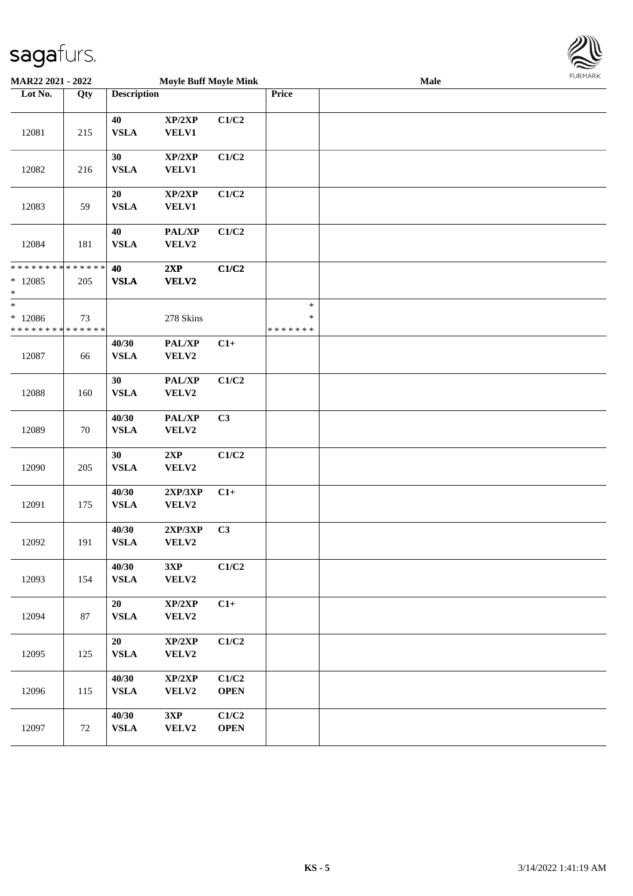MAR22 2021 - 2022 | Moyle Buff Moyle Mink | Male

| Lot No. | Qty | Description | | | Price | |
|---|---|---|---|---|---|---|
| 12081 | 215 | 40 VSLA | XP/2XP VELV1 | C1/C2 | | |
| 12082 | 216 | 30 VSLA | XP/2XP VELV1 | C1/C2 | | |
| 12083 | 59 | 20 VSLA | XP/2XP VELV1 | C1/C2 | | |
| 12084 | 181 | 40 VSLA | PAL/XP VELV2 | C1/C2 | | |
| * * * * * * * * * * * * * * * 12085 * | 205 | 40 VSLA | 2XP VELV2 | C1/C2 | | |
| * * 12086 * * * * * * * * * * * * * * | 73 | | 278 Skins | | * * * * * * * * * | |
| 12087 | 66 | 40/30 VSLA | PAL/XP VELV2 | C1+ | | |
| 12088 | 160 | 30 VSLA | PAL/XP VELV2 | C1/C2 | | |
| 12089 | 70 | 40/30 VSLA | PAL/XP VELV2 | C3 | | |
| 12090 | 205 | 30 VSLA | 2XP VELV2 | C1/C2 | | |
| 12091 | 175 | 40/30 VSLA | 2XP/3XP VELV2 | C1+ | | |
| 12092 | 191 | 40/30 VSLA | 2XP/3XP VELV2 | C3 | | |
| 12093 | 154 | 40/30 VSLA | 3XP VELV2 | C1/C2 | | |
| 12094 | 87 | 20 VSLA | XP/2XP VELV2 | C1+ | | |
| 12095 | 125 | 20 VSLA | XP/2XP VELV2 | C1/C2 | | |
| 12096 | 115 | 40/30 VSLA | XP/2XP VELV2 | C1/C2 OPEN | | |
| 12097 | 72 | 40/30 VSLA | 3XP VELV2 | C1/C2 OPEN | | |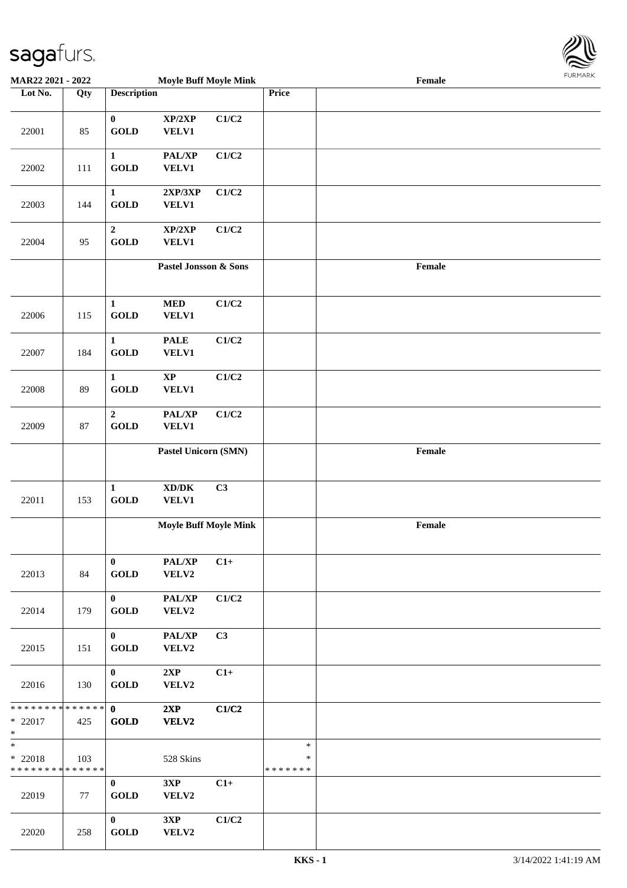| Lot No. | Qty | Description | | | Price | |
|---|---|---|---|---|---|---|
| | | | | | | |
| 22001 | 85 | **0** **GOLD** | **XP/2XP** **VELV1** | **C1/C2** | | |
| 22002 | 111 | **1** **GOLD** | **PAL/XP** **VELV1** | **C1/C2** | | |
| 22003 | 144 | **1** **GOLD** | **2XP/3XP** **VELV1** | **C1/C2** | | |
| 22004 | 95 | **2** **GOLD** | **XP/2XP** **VELV1** | **C1/C2** | | |
| | | **Pastel Jonsson & Sons** | | | | **Female** |
| 22006 | 115 | **1** **GOLD** | **MED** **VELV1** | **C1/C2** | | |
| 22007 | 184 | **1** **GOLD** | **PALE** **VELV1** | **C1/C2** | | |
| 22008 | 89 | **1** **GOLD** | **XP** **VELV1** | **C1/C2** | | |
| 22009 | 87 | **2** **GOLD** | **PAL/XP** **VELV1** | **C1/C2** | | |
| | | **Pastel Unicorn (SMN)** | | | | **Female** |
| 22011 | 153 | **1** **GOLD** | **XD/DK** **VELV1** | **C3** | | |
| | | **Moyle Buff Moyle Mink** | | | | **Female** |
| 22013 | 84 | **0** **GOLD** | **PAL/XP** **VELV2** | **C1+** | | |
| 22014 | 179 | **0** **GOLD** | **PAL/XP** **VELV2** | **C1/C2** | | |
| 22015 | 151 | **0** **GOLD** | **PAL/XP** **VELV2** | **C3** | | |
| 22016 | 130 | **0** **GOLD** | **2XP** **VELV2** | **C1+** | | |
| * * * * * * * * * * * * * * * 22017 * | 425 | **0** **GOLD** | **2XP** **VELV2** | **C1/C2** | | |
| * * 22018 * * * * * * * * * * * * * * | 103 | | 528 Skins | | * * * * * * * * * | |
| 22019 | 77 | **0** **GOLD** | **3XP** **VELV2** | **C1+** | | |
| 22020 | 258 | **0** **GOLD** | **3XP** **VELV2** | **C1/C2** | | |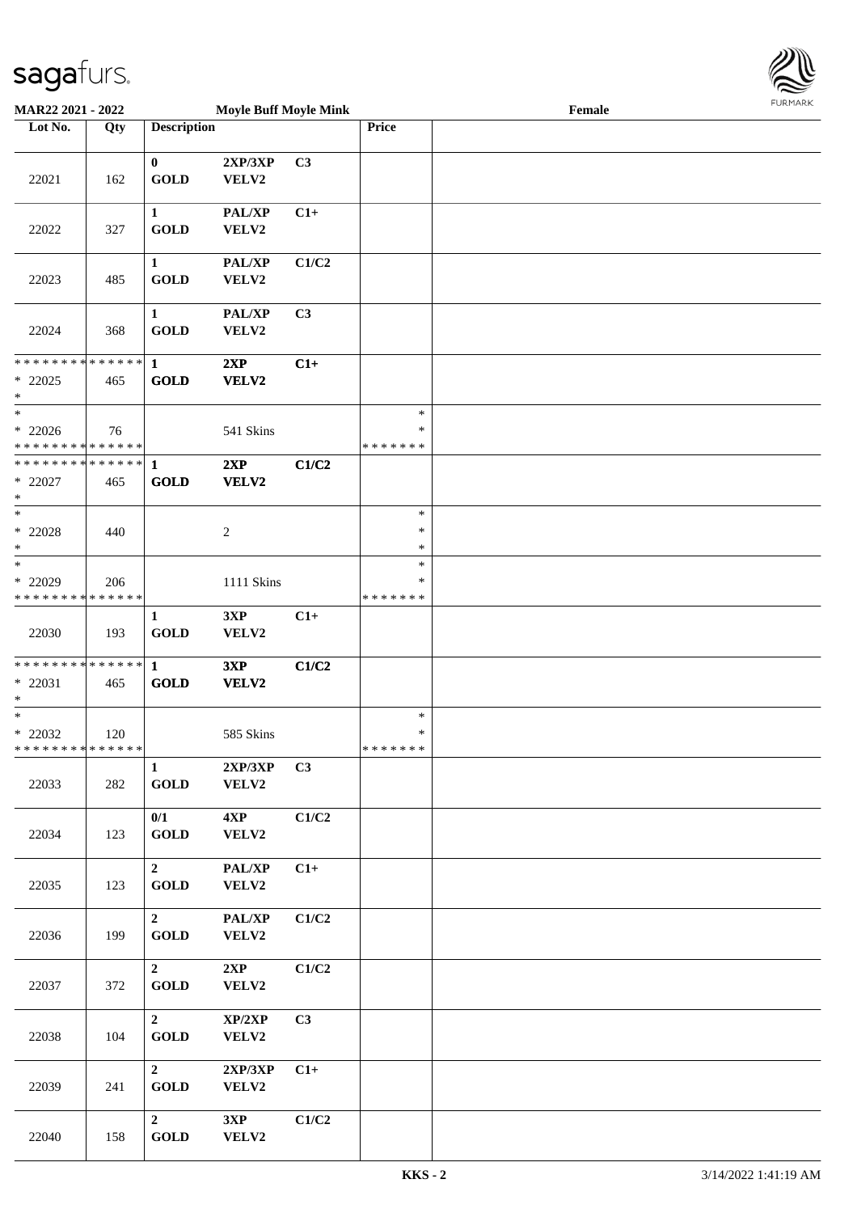**MAR22 2021 - 2022** | **Moyle Buff Moyle Mink** | **Female**

| Lot No. | Qty | Description | | | Price | |
|---|---|---|---|---|---|---|
| 22021 | 162 | 0 GOLD | 2XP/3XP VELV2 | C3 | | |
| 22022 | 327 | 1 GOLD | PAL/XP VELV2 | C1+ | | |
| 22023 | 485 | 1 GOLD | PAL/XP VELV2 | C1/C2 | | |
| 22024 | 368 | 1 GOLD | PAL/XP VELV2 | C3 | | |
| * * * * * * * * * * * * * * * 22025 * | 465 | 1 GOLD | 2XP VELV2 | C1+ | | |
| * * 22026 * * * * * * * * * * * * * * | 76 | | 541 Skins | | * * * * * * * * * | |
| * * * * * * * * * * * * * * * 22027 * | 465 | 1 GOLD | 2XP VELV2 | C1/C2 | | |
| * * 22028 * | 440 | | 2 | | * * * | |
| * * 22029 * * * * * * * * * * * * * * | 206 | | 1111 Skins | | * * * * * * * * * | |
| 22030 | 193 | 1 GOLD | 3XP VELV2 | C1+ | | |
| * * * * * * * * * * * * * * * 22031 * | 465 | 1 GOLD | 3XP VELV2 | C1/C2 | | |
| * * 22032 * * * * * * * * * * * * * * | 120 | | 585 Skins | | * * * * * * * * * | |
| 22033 | 282 | 1 GOLD | 2XP/3XP VELV2 | C3 | | |
| 22034 | 123 | 0/1 GOLD | 4XP VELV2 | C1/C2 | | |
| 22035 | 123 | 2 GOLD | PAL/XP VELV2 | C1+ | | |
| 22036 | 199 | 2 GOLD | PAL/XP VELV2 | C1/C2 | | |
| 22037 | 372 | 2 GOLD | 2XP VELV2 | C1/C2 | | |
| 22038 | 104 | 2 GOLD | XP/2XP VELV2 | C3 | | |
| 22039 | 241 | 2 GOLD | 2XP/3XP VELV2 | C1+ | | |
| 22040 | 158 | 2 GOLD | 3XP VELV2 | C1/C2 | | |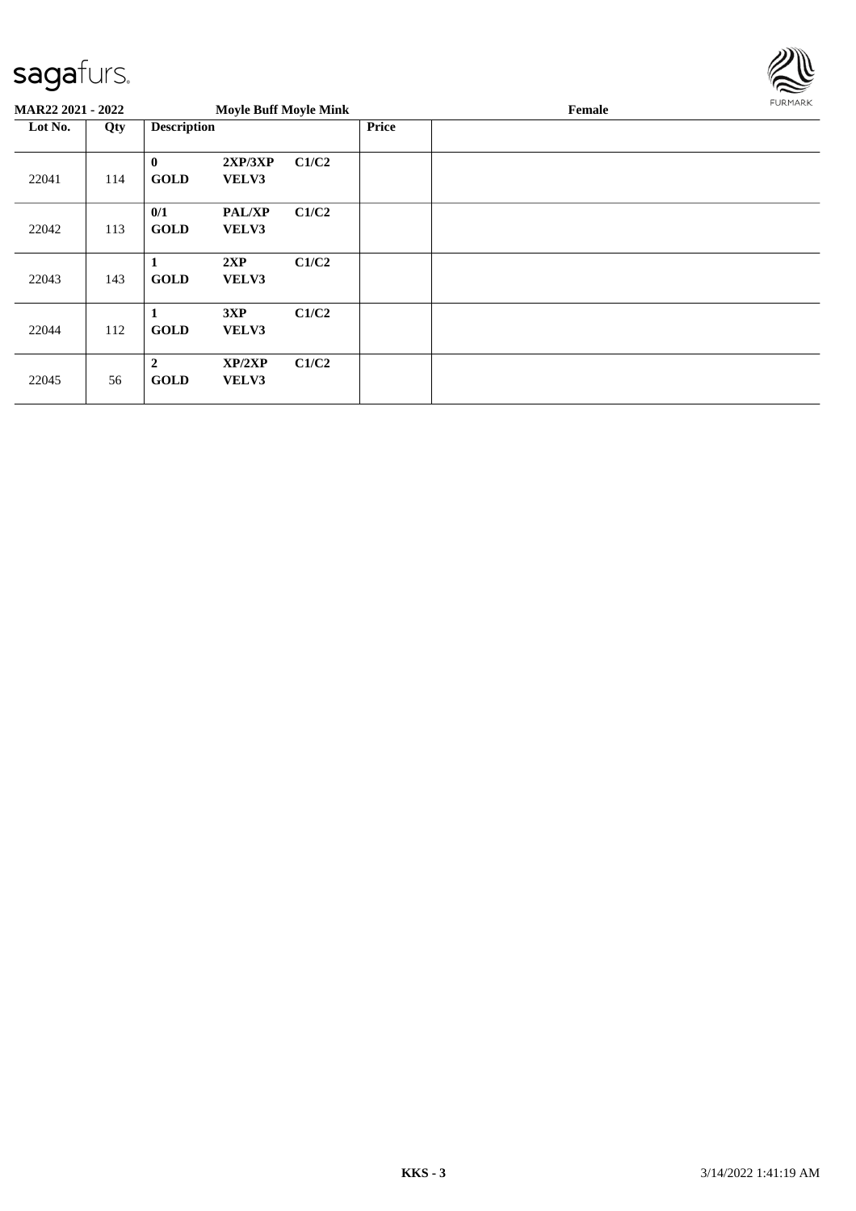**MAR22 2021 - 2022** | **Moyle Buff Moyle Mink** | **Female**

| Lot No. | Qty | Description | | | Price | |
|---|---|---|---|---|---|---|
| 22041 | 114 | **0** **GOLD** | **2XP/3XP** **VELV3** | **C1/C2** | | |
| 22042 | 113 | **0/1** **GOLD** | **PAL/XP** **VELV3** | **C1/C2** | | |
| 22043 | 143 | **1** **GOLD** | **2XP** **VELV3** | **C1/C2** | | |
| 22044 | 112 | **1** **GOLD** | **3XP** **VELV3** | **C1/C2** | | |
| 22045 | 56 | **2** **GOLD** | **XP/2XP** **VELV3** | **C1/C2** | | |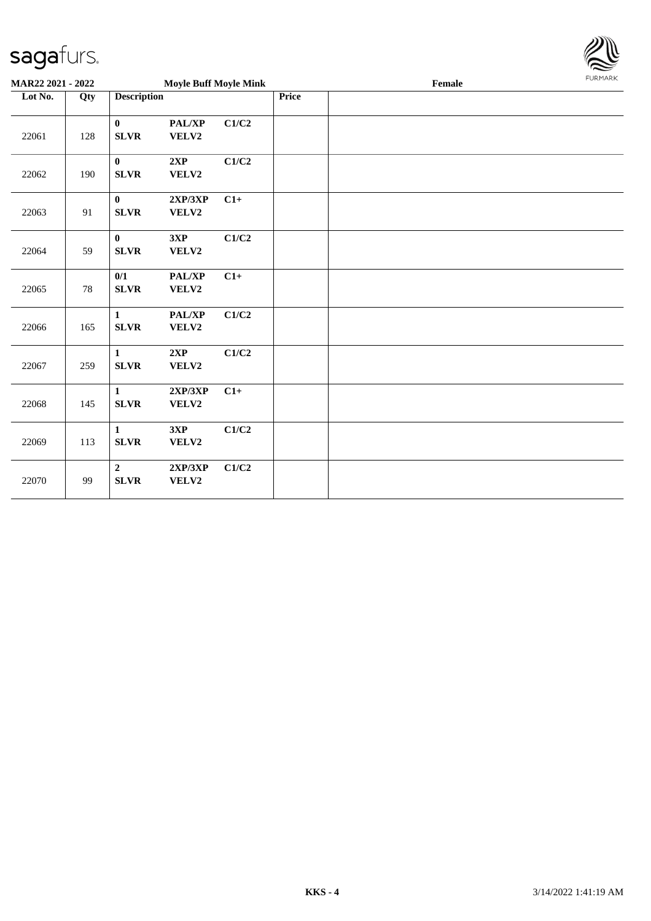**MAR22 2021 - 2022** **Moyle Buff Moyle Mink** **Female**

| Lot No. | Qty | Description | | | Price | |
|---|---|---|---|---|---|---|
| 22061 | 128 | **0** **SLVR** | **PAL/XP** **VELV2** | **C1/C2** | | |
| 22062 | 190 | **0** **SLVR** | **2XP** **VELV2** | **C1/C2** | | |
| 22063 | 91 | **0** **SLVR** | **2XP/3XP** **VELV2** | **C1+** | | |
| 22064 | 59 | **0** **SLVR** | **3XP** **VELV2** | **C1/C2** | | |
| 22065 | 78 | **0/1** **SLVR** | **PAL/XP** **VELV2** | **C1+** | | |
| 22066 | 165 | **1** **SLVR** | **PAL/XP** **VELV2** | **C1/C2** | | |
| 22067 | 259 | **1** **SLVR** | **2XP** **VELV2** | **C1/C2** | | |
| 22068 | 145 | **1** **SLVR** | **2XP/3XP** **VELV2** | **C1+** | | |
| 22069 | 113 | **1** **SLVR** | **3XP** **VELV2** | **C1/C2** | | |
| 22070 | 99 | **2** **SLVR** | **2XP/3XP** **VELV2** | **C1/C2** | | |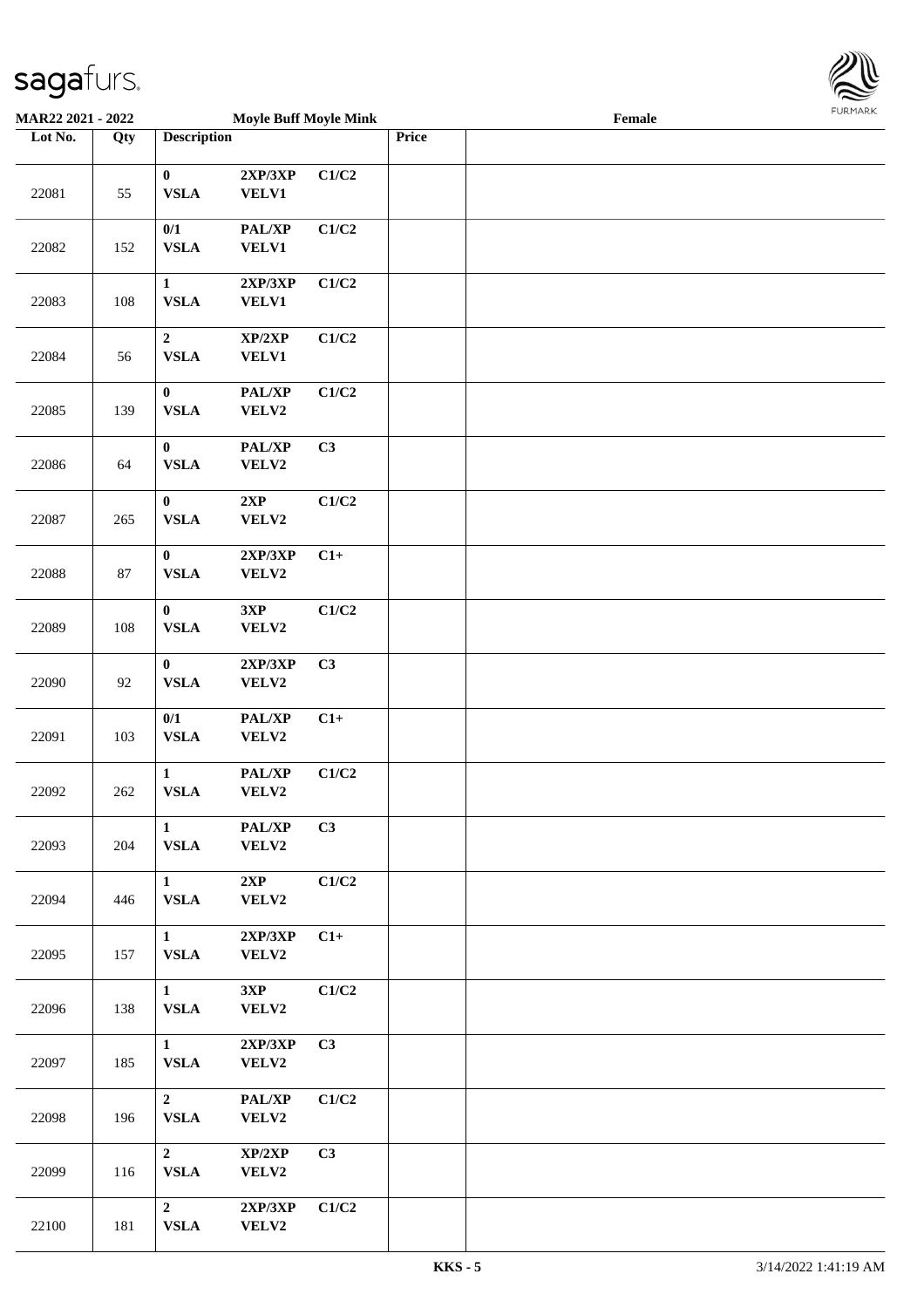| Lot No. | Qty | Description | | | Price | |
|---|---|---|---|---|---|---|
| 22081 | 55 | 0 VSLA | 2XP/3XP VELV1 | C1/C2 | | |
| 22082 | 152 | 0/1 VSLA | PAL/XP VELV1 | C1/C2 | | |
| 22083 | 108 | 1 VSLA | 2XP/3XP VELV1 | C1/C2 | | |
| 22084 | 56 | 2 VSLA | XP/2XP VELV1 | C1/C2 | | |
| 22085 | 139 | 0 VSLA | PAL/XP VELV2 | C1/C2 | | |
| 22086 | 64 | 0 VSLA | PAL/XP VELV2 | C3 | | |
| 22087 | 265 | 0 VSLA | 2XP VELV2 | C1/C2 | | |
| 22088 | 87 | 0 VSLA | 2XP/3XP VELV2 | C1+ | | |
| 22089 | 108 | 0 VSLA | 3XP VELV2 | C1/C2 | | |
| 22090 | 92 | 0 VSLA | 2XP/3XP VELV2 | C3 | | |
| 22091 | 103 | 0/1 VSLA | PAL/XP VELV2 | C1+ | | |
| 22092 | 262 | 1 VSLA | PAL/XP VELV2 | C1/C2 | | |
| 22093 | 204 | 1 VSLA | PAL/XP VELV2 | C3 | | |
| 22094 | 446 | 1 VSLA | 2XP VELV2 | C1/C2 | | |
| 22095 | 157 | 1 VSLA | 2XP/3XP VELV2 | C1+ | | |
| 22096 | 138 | 1 VSLA | 3XP VELV2 | C1/C2 | | |
| 22097 | 185 | 1 VSLA | 2XP/3XP VELV2 | C3 | | |
| 22098 | 196 | 2 VSLA | PAL/XP VELV2 | C1/C2 | | |
| 22099 | 116 | 2 VSLA | XP/2XP VELV2 | C3 | | |
| 22100 | 181 | 2 VSLA | 2XP/3XP VELV2 | C1/C2 | | |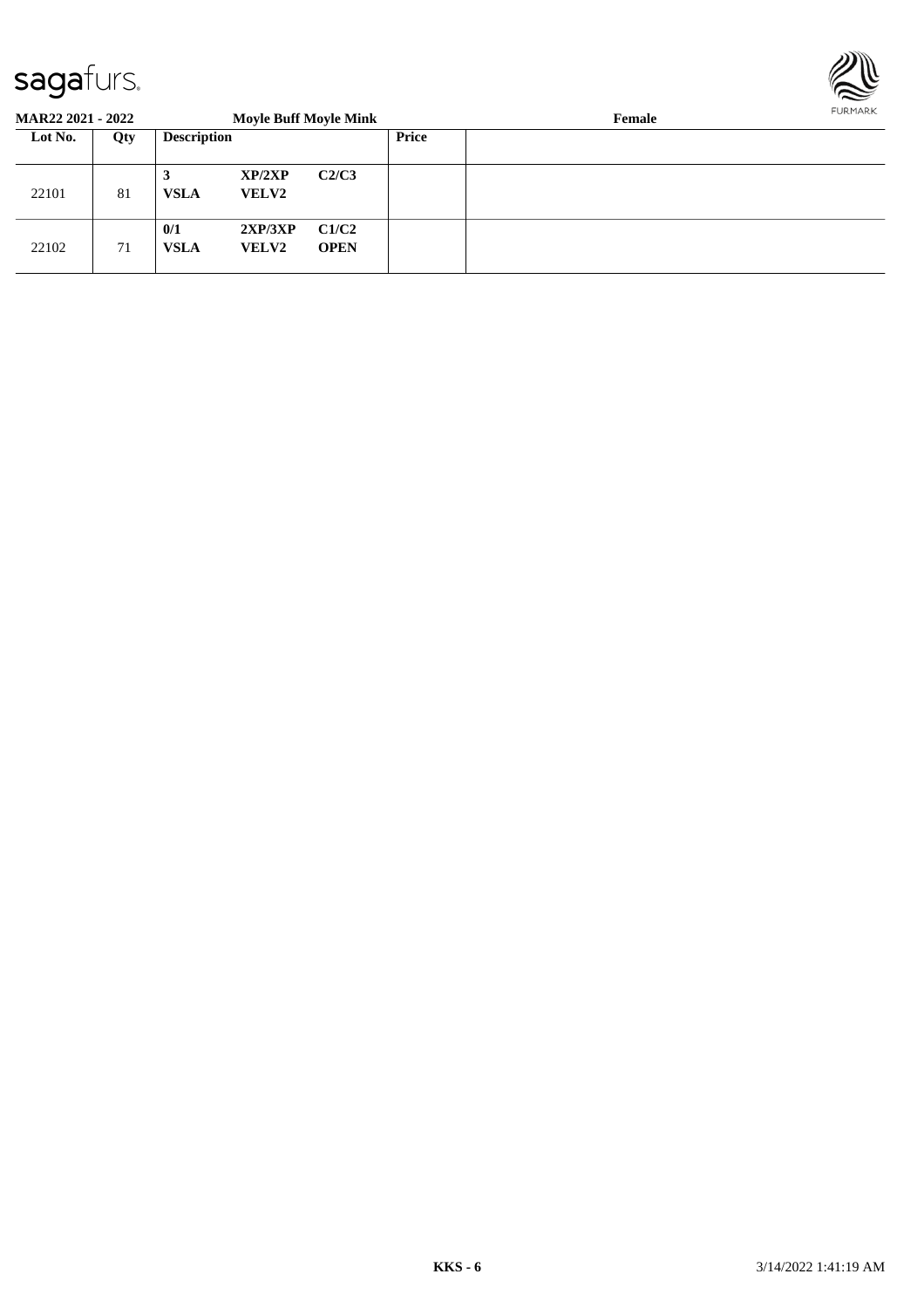**MAR22 2021 - 2022** **Moyle Buff Moyle Mink** **Female**

| Lot No. | Qty | Description | | | Price | |
|---|---|---|---|---|---|---|
| 22101 | 81 | **3** **VSLA** | **XP/2XP** **VELV2** | **C2/C3** | | |
| 22102 | 71 | **0/1** **VSLA** | **2XP/3XP** **VELV2** | **C1/C2** **OPEN** | | |